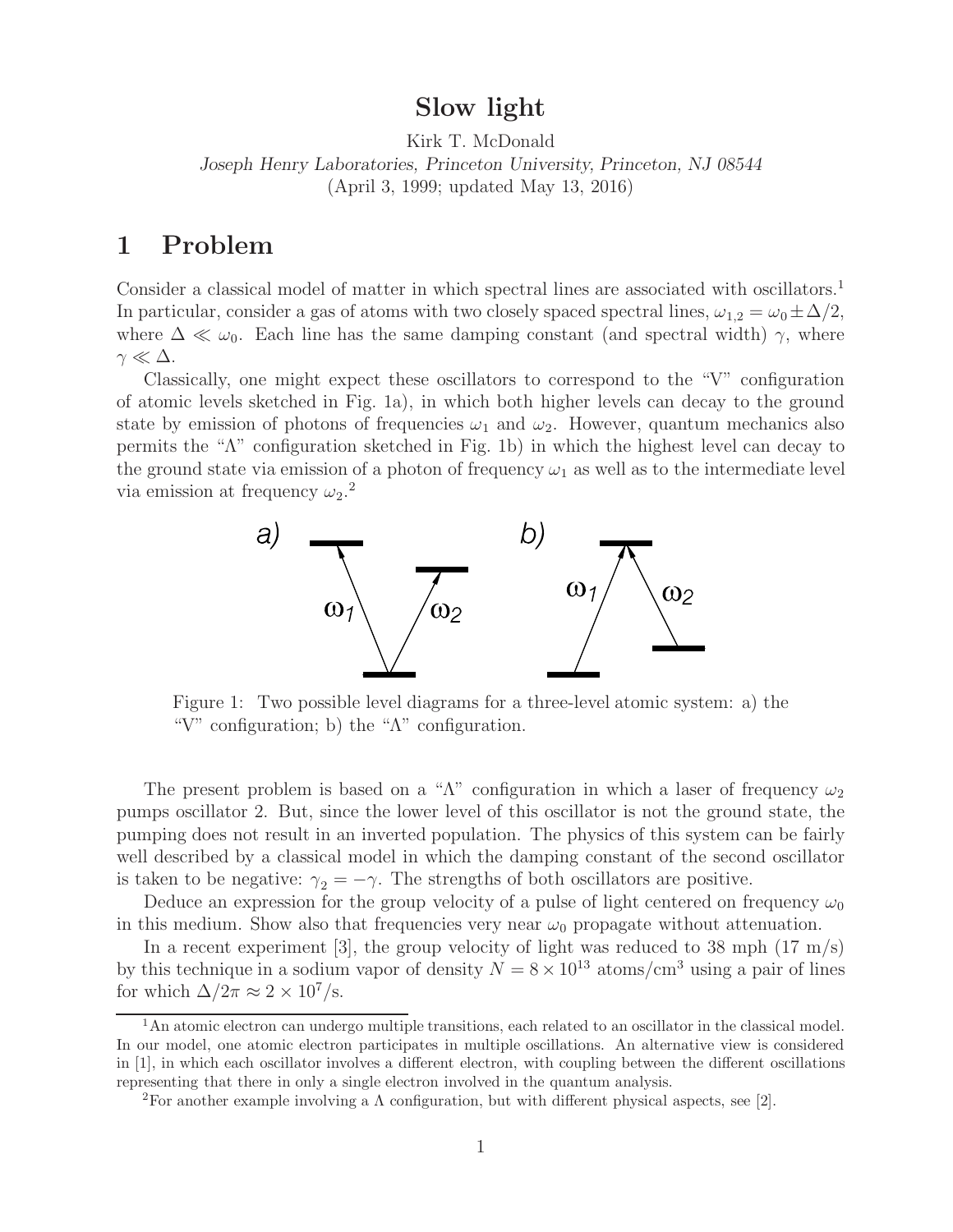# Slow light

Kirk T. McDonald

*Joseph Henry Laboratories, Princeton University, Princeton, NJ 08544*

(April 3, 1999; updated May 13, 2016)

## 1 Problem

Consider a classical model of matter in which spectral lines are associated with oscillators.[1] In particular, consider a gas of atoms with two closely spaced spectral lines, $\omega_{1,2} = \omega_0 \pm \Delta/2$, where $\Delta \ll \omega_0$. Each line has the same damping constant (and spectral width) $\gamma$, where $\gamma \ll \Delta$.

Classically, one might expect these oscillators to correspond to the "V" configuration of atomic levels sketched in Fig. 1a), in which both higher levels can decay to the ground state by emission of photons of frequencies $\omega_1$ and $\omega_2$. However, quantum mechanics also permits the "Λ" configuration sketched in Fig. 1b) in which the highest level can decay to the ground state via emission of a photon of frequency $\omega_1$ as well as to the intermediate level via emission at frequency $\omega_2$.[2]

Figure 1: Two possible level diagrams for a three-level atomic system: a) the "V" configuration; b) the "Λ" configuration.

The present problem is based on a "Λ" configuration in which a laser of frequency $\omega_2$ pumps oscillator 2. But, since the lower level of this oscillator is not the ground state, the pumping does not result in an inverted population. The physics of this system can be fairly well described by a classical model in which the damping constant of the second oscillator is taken to be negative: $\gamma_2 = -\gamma$. The strengths of both oscillators are positive.

Deduce an expression for the group velocity of a pulse of light centered on frequency $\omega_0$ in this medium. Show also that frequencies very near $\omega_0$ propagate without attenuation.

In a recent experiment [3], the group velocity of light was reduced to 38 mph (17 m/s) by this technique in a sodium vapor of density $N = 8 \times 10^{13}$ atoms/cm$^3$ using a pair of lines for which $\Delta/2\pi \approx 2 \times 10^7$/s.

[1] An atomic electron can undergo multiple transitions, each related to an oscillator in the classical model. In our model, one atomic electron participates in multiple oscillations. An alternative view is considered in [1], in which each oscillator involves a different electron, with coupling between the different oscillations representing that there in only a single electron involved in the quantum analysis.

[2] For another example involving a Λ configuration, but with different physical aspects, see [2].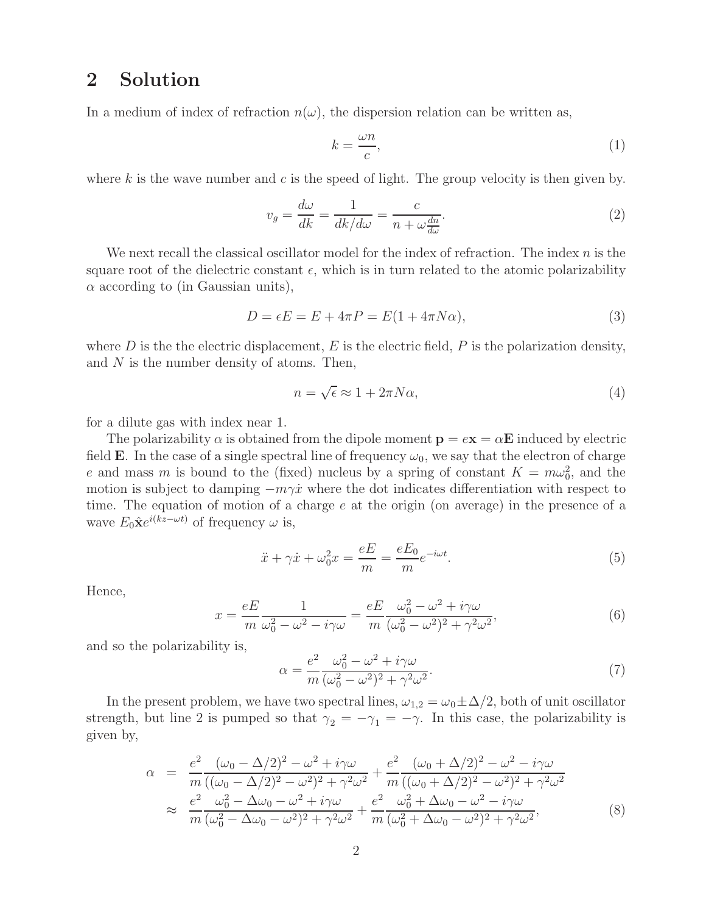## 2 Solution

In a medium of index of refraction $n(\omega)$, the dispersion relation can be written as,

$$k = \frac{\omega n}{c}, \tag{1}$$

where $k$ is the wave number and $c$ is the speed of light. The group velocity is then given by.

$$v_g = \frac{d\omega}{dk} = \frac{1}{dk/d\omega} = \frac{c}{n + \omega \frac{dn}{d\omega}}. \tag{2}$$

We next recall the classical oscillator model for the index of refraction. The index $n$ is the square root of the dielectric constant $\epsilon$, which is in turn related to the atomic polarizability $\alpha$ according to (in Gaussian units),

$$D = \epsilon E = E + 4\pi P = E(1 + 4\pi N\alpha), \tag{3}$$

where $D$ is the the electric displacement, $E$ is the electric field, $P$ is the polarization density, and $N$ is the number density of atoms. Then,

$$n = \sqrt{\epsilon} \approx 1 + 2\pi N\alpha, \tag{4}$$

for a dilute gas with index near 1.

The polarizability $\alpha$ is obtained from the dipole moment $\mathbf{p} = e\mathbf{x} = \alpha\mathbf{E}$ induced by electric field $\mathbf{E}$. In the case of a single spectral line of frequency $\omega_0$, we say that the electron of charge $e$ and mass $m$ is bound to the (fixed) nucleus by a spring of constant $K = m\omega_0^2$, and the motion is subject to damping $-m\gamma\dot{x}$ where the dot indicates differentiation with respect to time. The equation of motion of a charge $e$ at the origin (on average) in the presence of a wave $E_0\hat{\mathbf{x}}e^{i(kz-\omega t)}$ of frequency $\omega$ is,

$$\ddot{x} + \gamma\dot{x} + \omega_0^2 x = \frac{eE}{m} = \frac{eE_0}{m}e^{-i\omega t}. \tag{5}$$

Hence,

$$x = \frac{eE}{m}\frac{1}{\omega_0^2 - \omega^2 - i\gamma\omega} = \frac{eE}{m}\frac{\omega_0^2 - \omega^2 + i\gamma\omega}{(\omega_0^2 - \omega^2)^2 + \gamma^2\omega^2}, \tag{6}$$

and so the polarizability is,

$$\alpha = \frac{e^2}{m}\frac{\omega_0^2 - \omega^2 + i\gamma\omega}{(\omega_0^2 - \omega^2)^2 + \gamma^2\omega^2}. \tag{7}$$

In the present problem, we have two spectral lines, $\omega_{1,2} = \omega_0 \pm \Delta/2$, both of unit oscillator strength, but line 2 is pumped so that $\gamma_2 = -\gamma_1 = -\gamma$. In this case, the polarizability is given by,

$$\begin{aligned}
\alpha &= \frac{e^2}{m}\frac{(\omega_0 - \Delta/2)^2 - \omega^2 + i\gamma\omega}{((\omega_0 - \Delta/2)^2 - \omega^2)^2 + \gamma^2\omega^2} + \frac{e^2}{m}\frac{(\omega_0 + \Delta/2)^2 - \omega^2 - i\gamma\omega}{((\omega_0 + \Delta/2)^2 - \omega^2)^2 + \gamma^2\omega^2} \\
&\approx \frac{e^2}{m}\frac{\omega_0^2 - \Delta\omega_0 - \omega^2 + i\gamma\omega}{(\omega_0^2 - \Delta\omega_0 - \omega^2)^2 + \gamma^2\omega^2} + \frac{e^2}{m}\frac{\omega_0^2 + \Delta\omega_0 - \omega^2 - i\gamma\omega}{(\omega_0^2 + \Delta\omega_0 - \omega^2)^2 + \gamma^2\omega^2},
\end{aligned} \tag{8}$$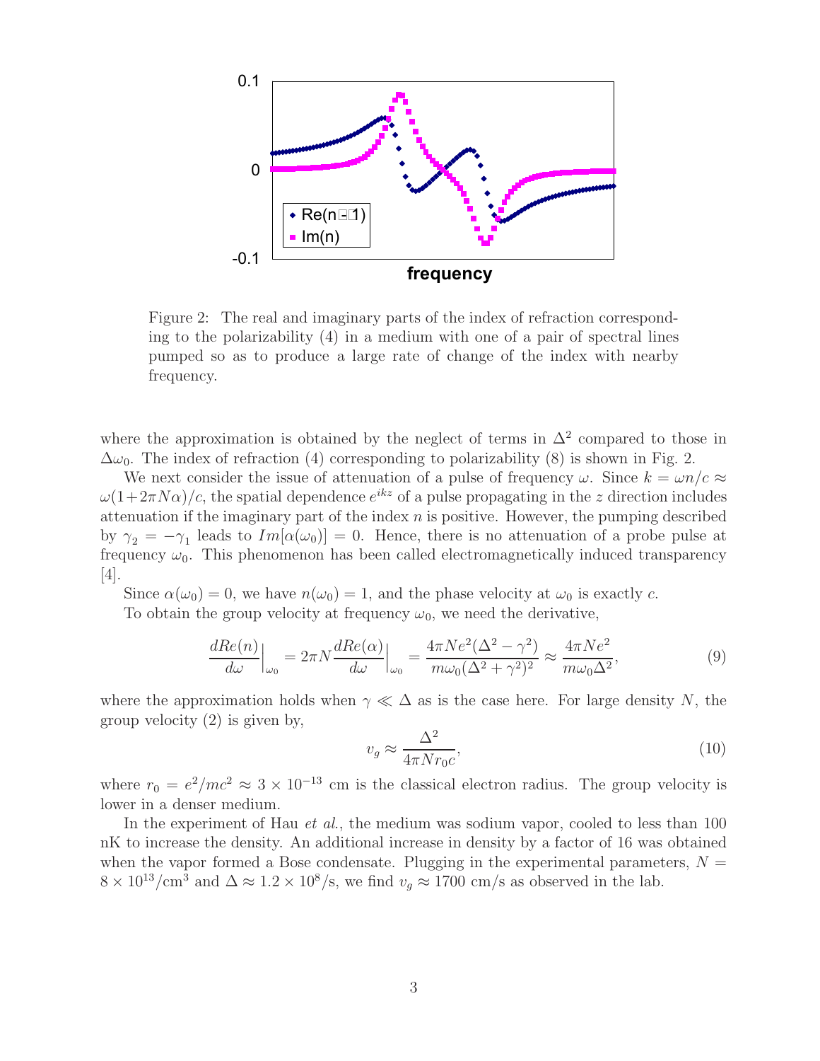Figure 2: The real and imaginary parts of the index of refraction corresponding to the polarizability (4) in a medium with one of a pair of spectral lines pumped so as to produce a large rate of change of the index with nearby frequency.

where the approximation is obtained by the neglect of terms in $\Delta^2$ compared to those in $\Delta\omega_0$. The index of refraction (4) corresponding to polarizability (8) is shown in Fig. 2.

We next consider the issue of attenuation of a pulse of frequency $\omega$. Since $k = \omega n/c \approx \omega(1+2\pi N\alpha)/c$, the spatial dependence $e^{ikz}$ of a pulse propagating in the $z$ direction includes attenuation if the imaginary part of the index $n$ is positive. However, the pumping described by $\gamma_2 = -\gamma_1$ leads to $Im[\alpha(\omega_0)] = 0$. Hence, there is no attenuation of a probe pulse at frequency $\omega_0$. This phenomenon has been called electromagnetically induced transparency [4].

Since $\alpha(\omega_0) = 0$, we have $n(\omega_0) = 1$, and the phase velocity at $\omega_0$ is exactly $c$.

To obtain the group velocity at frequency $\omega_0$, we need the derivative,

$$\frac{dRe(n)}{d\omega}\Big|_{\omega_0} = 2\pi N \frac{dRe(\alpha)}{d\omega}\Big|_{\omega_0} = \frac{4\pi N e^2(\Delta^2 - \gamma^2)}{m\omega_0(\Delta^2 + \gamma^2)^2} \approx \frac{4\pi N e^2}{m\omega_0\Delta^2}, \tag{9}$$

where the approximation holds when $\gamma \ll \Delta$ as is the case here. For large density $N$, the group velocity (2) is given by,

$$v_g \approx \frac{\Delta^2}{4\pi N r_0 c}, \tag{10}$$

where $r_0 = e^2/mc^2 \approx 3 \times 10^{-13}$ cm is the classical electron radius. The group velocity is lower in a denser medium.

In the experiment of Hau *et al.*, the medium was sodium vapor, cooled to less than 100 nK to increase the density. An additional increase in density by a factor of 16 was obtained when the vapor formed a Bose condensate. Plugging in the experimental parameters, $N = 8 \times 10^{13}/\text{cm}^3$ and $\Delta \approx 1.2 \times 10^8$/s, we find $v_g \approx 1700$ cm/s as observed in the lab.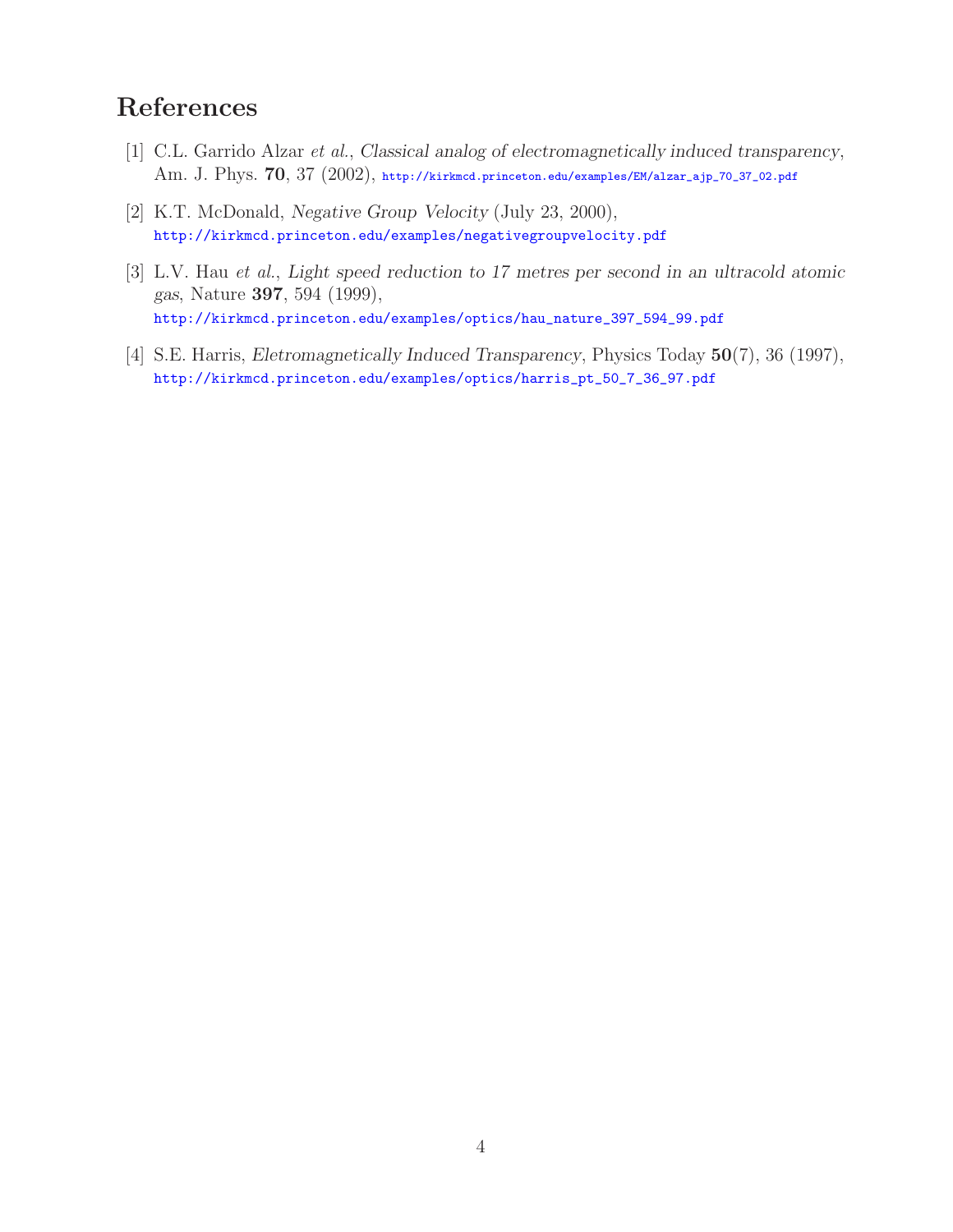## References

[1] C.L. Garrido Alzar *et al.*, *Classical analog of electromagnetically induced transparency*, Am. J. Phys. **70**, 37 (2002), http://kirkmcd.princeton.edu/examples/EM/alzar_ajp_70_37_02.pdf

[2] K.T. McDonald, *Negative Group Velocity* (July 23, 2000), http://kirkmcd.princeton.edu/examples/negativegroupvelocity.pdf

[3] L.V. Hau *et al.*, *Light speed reduction to 17 metres per second in an ultracold atomic gas*, Nature **397**, 594 (1999), http://kirkmcd.princeton.edu/examples/optics/hau_nature_397_594_99.pdf

[4] S.E. Harris, *Eletromagnetically Induced Transparency*, Physics Today **50**(7), 36 (1997), http://kirkmcd.princeton.edu/examples/optics/harris_pt_50_7_36_97.pdf